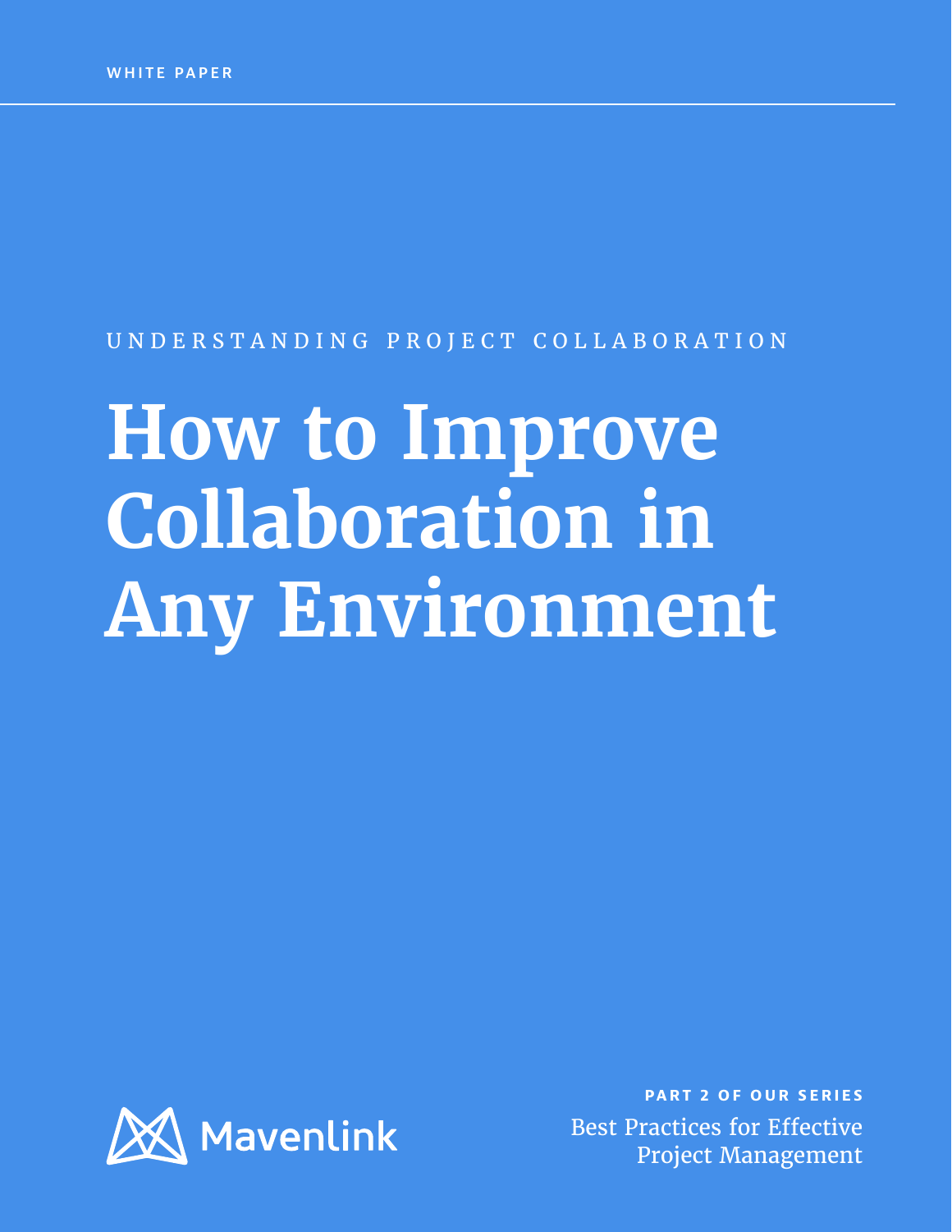WHITE PAPER

UNDERSTANDING PROJECT COLLABORATION

# How to Improve Collaboration in Any Environment

Mavenlink

**PART 2 OF OUR SERIES**

Best Practices for Effective Project Management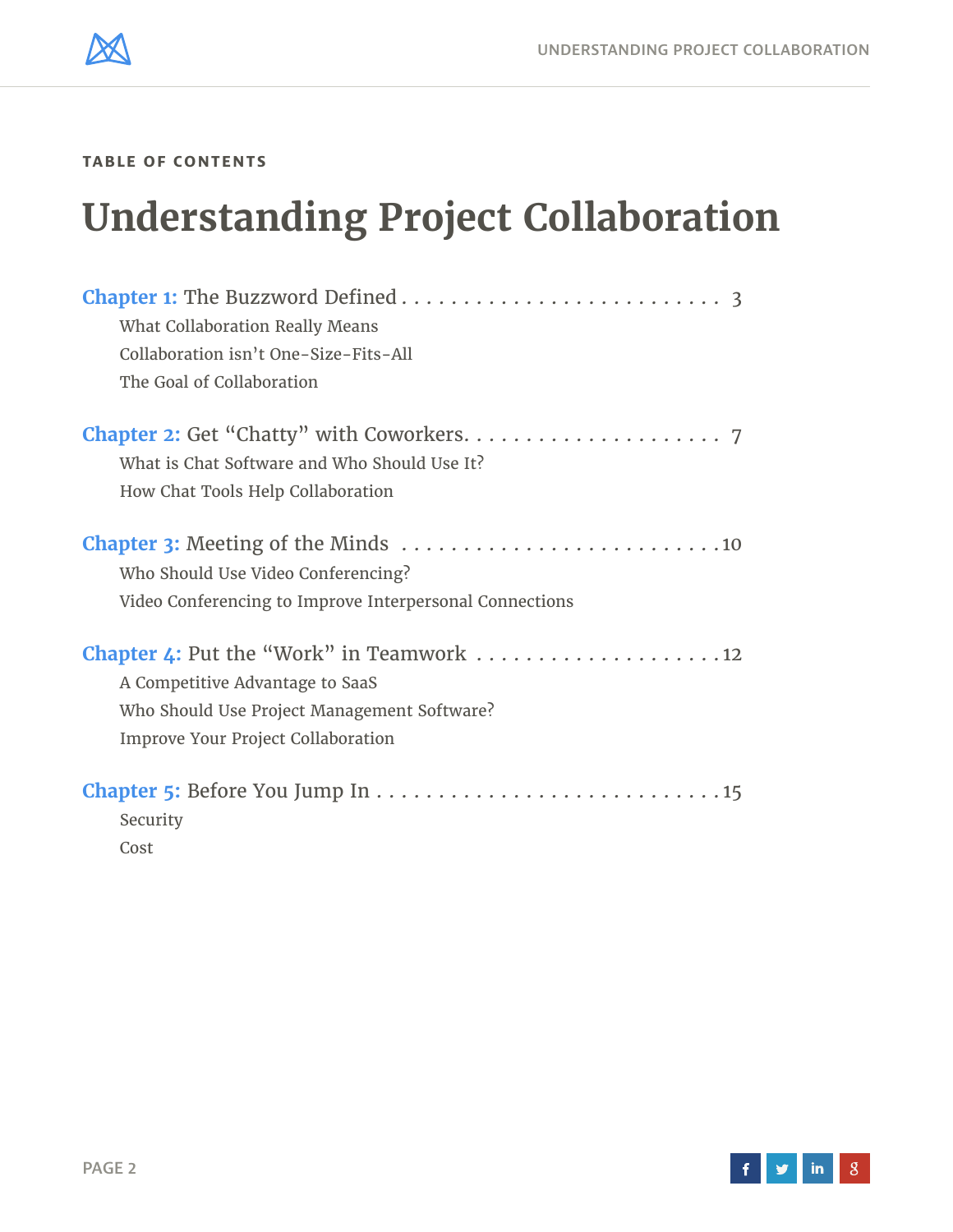TABLE OF CONTENTS

# Understanding Project Collaboration

**Chapter 1:** The Buzzword Defined . . . . . . . . . . . . . . . . . . . . . . . . . . . 3

- What Collaboration Really Means
- Collaboration isn't One-Size-Fits-All
- The Goal of Collaboration

**Chapter 2:** Get "Chatty" with Coworkers. . . . . . . . . . . . . . . . . . . . . . 7

- What is Chat Software and Who Should Use It?
- How Chat Tools Help Collaboration

**Chapter 3:** Meeting of the Minds . . . . . . . . . . . . . . . . . . . . . . . . . . 10

- Who Should Use Video Conferencing?
- Video Conferencing to Improve Interpersonal Connections

**Chapter 4:** Put the "Work" in Teamwork . . . . . . . . . . . . . . . . . . . . . 12

- A Competitive Advantage to SaaS
- Who Should Use Project Management Software?
- Improve Your Project Collaboration

**Chapter 5:** Before You Jump In . . . . . . . . . . . . . . . . . . . . . . . . . . . 15

- Security
- Cost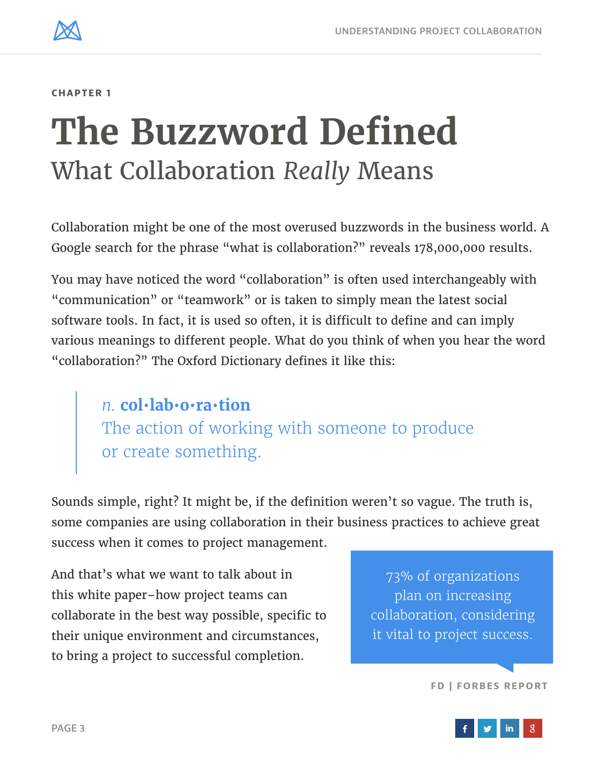CHAPTER 1

# The Buzzword Defined

## What Collaboration *Really* Means

Collaboration might be one of the most overused buzzwords in the business world. A Google search for the phrase "what is collaboration?" reveals 178,000,000 results.

You may have noticed the word "collaboration" is often used interchangeably with "communication" or "teamwork" or is taken to simply mean the latest social software tools. In fact, it is used so often, it is difficult to define and can imply various meanings to different people. What do you think of when you hear the word "collaboration?" The Oxford Dictionary defines it like this:

> *n.* **col·lab·o·ra·tion**
> The action of working with someone to produce or create something.

Sounds simple, right? It might be, if the definition weren't so vague. The truth is, some companies are using collaboration in their business practices to achieve great success when it comes to project management.

And that's what we want to talk about in this white paper–how project teams can collaborate in the best way possible, specific to their unique environment and circumstances, to bring a project to successful completion.

> 73% of organizations plan on increasing collaboration, considering it vital to project success.

FD | FORBES REPORT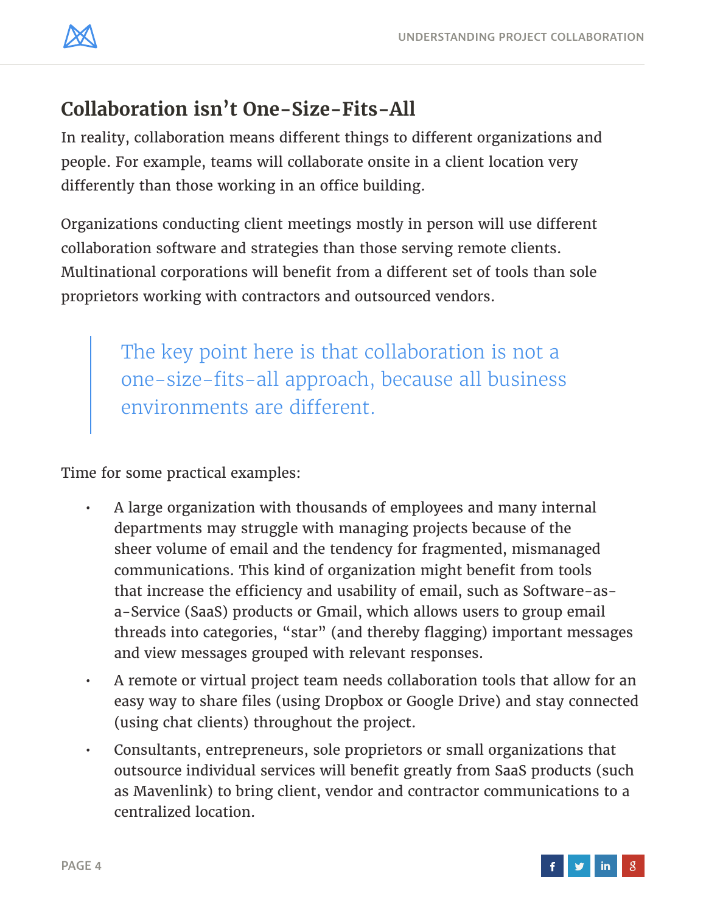## Collaboration isn't One-Size-Fits-All

In reality, collaboration means different things to different organizations and people. For example, teams will collaborate onsite in a client location very differently than those working in an office building.

Organizations conducting client meetings mostly in person will use different collaboration software and strategies than those serving remote clients. Multinational corporations will benefit from a different set of tools than sole proprietors working with contractors and outsourced vendors.

> The key point here is that collaboration is not a one-size-fits-all approach, because all business environments are different.

Time for some practical examples:

- A large organization with thousands of employees and many internal departments may struggle with managing projects because of the sheer volume of email and the tendency for fragmented, mismanaged communications. This kind of organization might benefit from tools that increase the efficiency and usability of email, such as Software-as-a-Service (SaaS) products or Gmail, which allows users to group email threads into categories, "star" (and thereby flagging) important messages and view messages grouped with relevant responses.
- A remote or virtual project team needs collaboration tools that allow for an easy way to share files (using Dropbox or Google Drive) and stay connected (using chat clients) throughout the project.
- Consultants, entrepreneurs, sole proprietors or small organizations that outsource individual services will benefit greatly from SaaS products (such as Mavenlink) to bring client, vendor and contractor communications to a centralized location.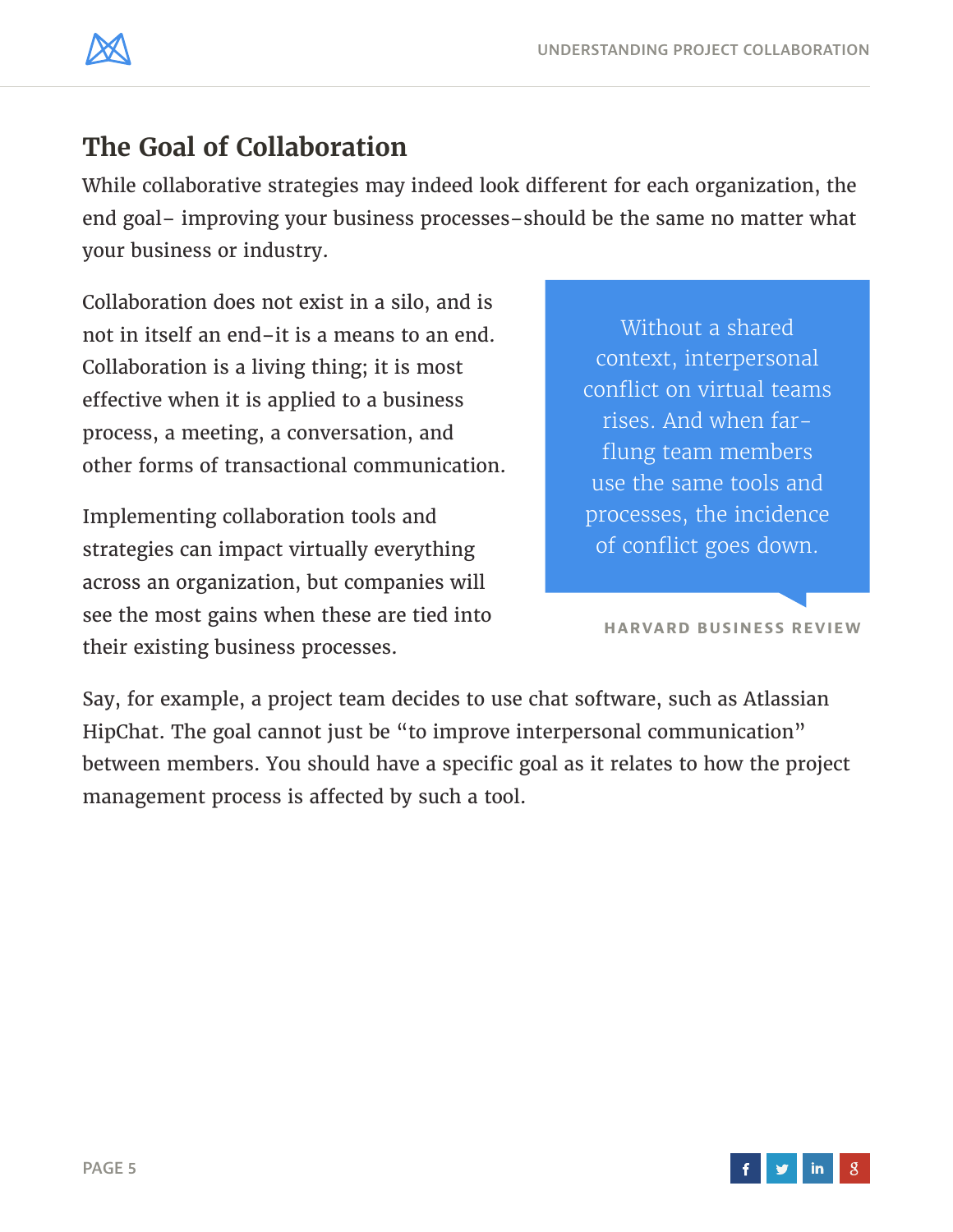## The Goal of Collaboration

While collaborative strategies may indeed look different for each organization, the end goal– improving your business processes–should be the same no matter what your business or industry.

Collaboration does not exist in a silo, and is not in itself an end–it is a means to an end. Collaboration is a living thing; it is most effective when it is applied to a business process, a meeting, a conversation, and other forms of transactional communication.

Implementing collaboration tools and strategies can impact virtually everything across an organization, but companies will see the most gains when these are tied into their existing business processes.

> Without a shared context, interpersonal conflict on virtual teams rises. And when far-flung team members use the same tools and processes, the incidence of conflict goes down.
>
> **HARVARD BUSINESS REVIEW**

Say, for example, a project team decides to use chat software, such as Atlassian HipChat. The goal cannot just be "to improve interpersonal communication" between members. You should have a specific goal as it relates to how the project management process is affected by such a tool.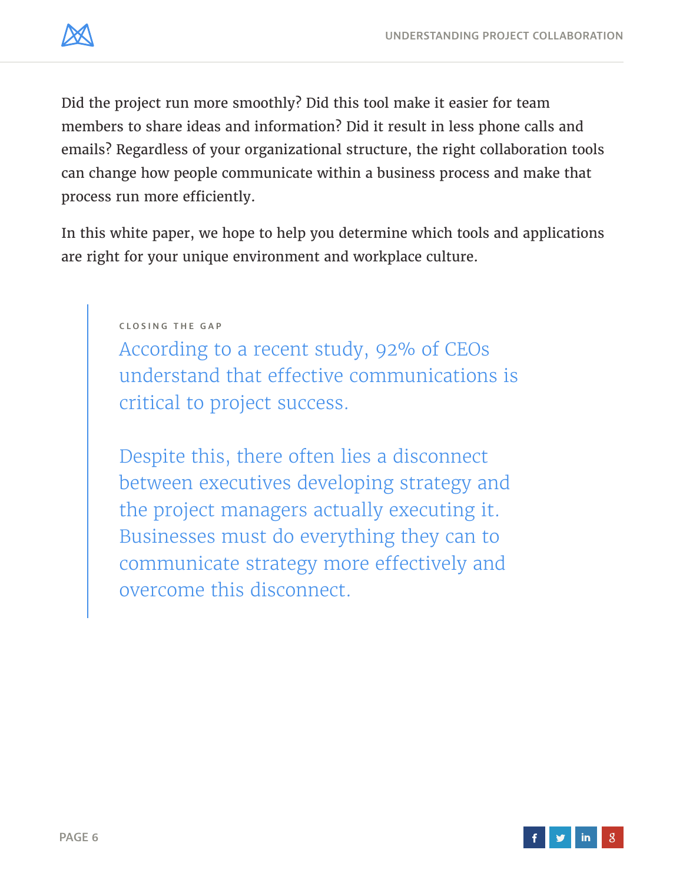Did the project run more smoothly? Did this tool make it easier for team members to share ideas and information? Did it result in less phone calls and emails? Regardless of your organizational structure, the right collaboration tools can change how people communicate within a business process and make that process run more efficiently.

In this white paper, we hope to help you determine which tools and applications are right for your unique environment and workplace culture.

> CLOSING THE GAP
>
> According to a recent study, 92% of CEOs understand that effective communications is critical to project success.
>
> Despite this, there often lies a disconnect between executives developing strategy and the project managers actually executing it. Businesses must do everything they can to communicate strategy more effectively and overcome this disconnect.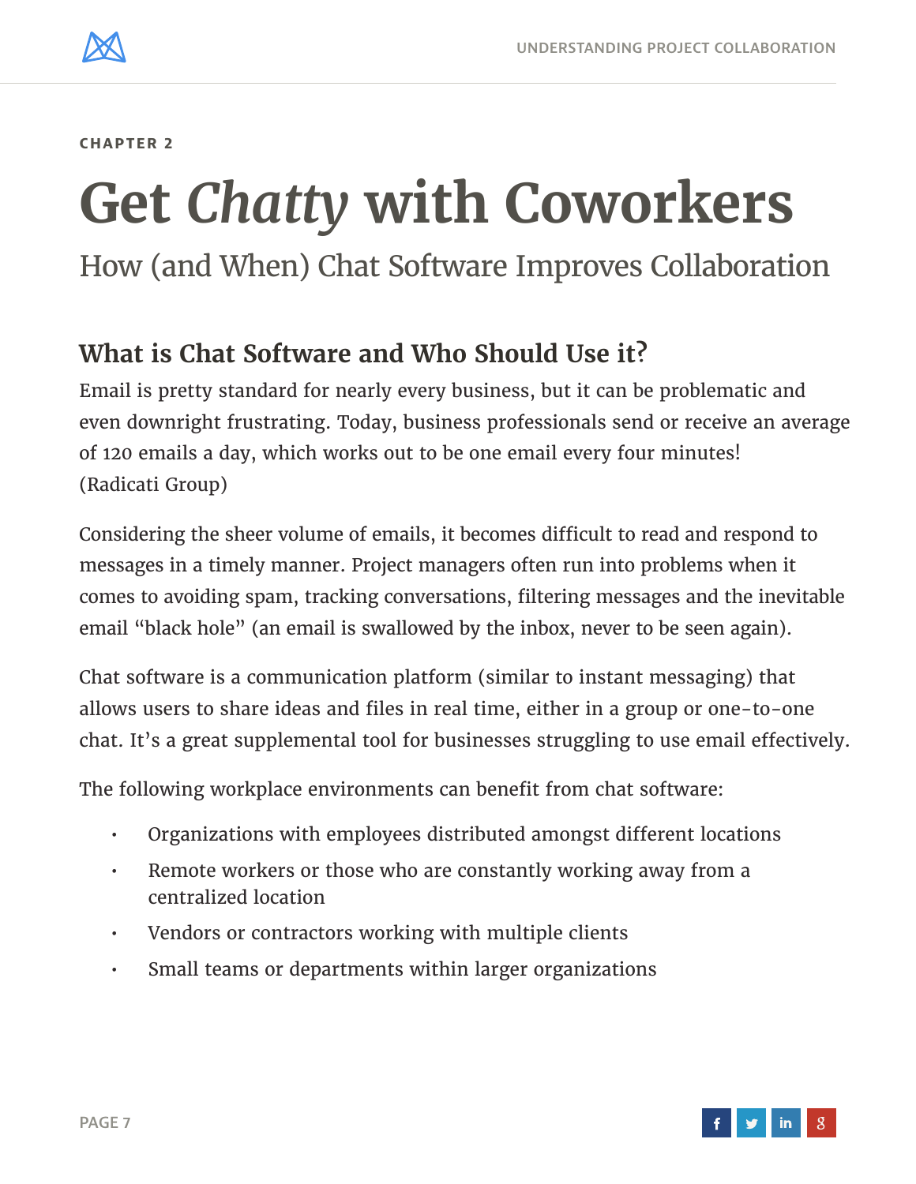CHAPTER 2

# Get *Chatty* with Coworkers

How (and When) Chat Software Improves Collaboration

## What is Chat Software and Who Should Use it?

Email is pretty standard for nearly every business, but it can be problematic and even downright frustrating. Today, business professionals send or receive an average of 120 emails a day, which works out to be one email every four minutes! (Radicati Group)

Considering the sheer volume of emails, it becomes difficult to read and respond to messages in a timely manner. Project managers often run into problems when it comes to avoiding spam, tracking conversations, filtering messages and the inevitable email "black hole" (an email is swallowed by the inbox, never to be seen again).

Chat software is a communication platform (similar to instant messaging) that allows users to share ideas and files in real time, either in a group or one-to-one chat. It's a great supplemental tool for businesses struggling to use email effectively.

The following workplace environments can benefit from chat software:

- Organizations with employees distributed amongst different locations
- Remote workers or those who are constantly working away from a centralized location
- Vendors or contractors working with multiple clients
- Small teams or departments within larger organizations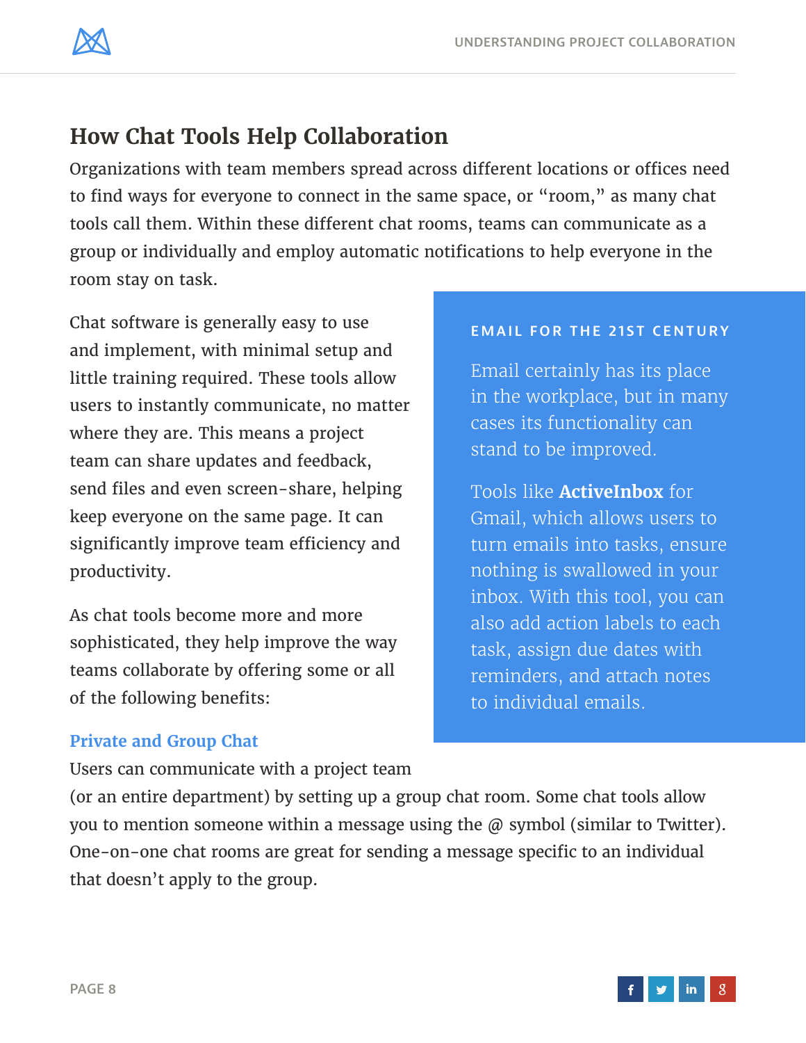## How Chat Tools Help Collaboration

Organizations with team members spread across different locations or offices need to find ways for everyone to connect in the same space, or "room," as many chat tools call them. Within these different chat rooms, teams can communicate as a group or individually and employ automatic notifications to help everyone in the room stay on task.

Chat software is generally easy to use and implement, with minimal setup and little training required. These tools allow users to instantly communicate, no matter where they are. This means a project team can share updates and feedback, send files and even screen-share, helping keep everyone on the same page. It can significantly improve team efficiency and productivity.

As chat tools become more and more sophisticated, they help improve the way teams collaborate by offering some or all of the following benefits:

### Private and Group Chat

Users can communicate with a project team (or an entire department) by setting up a group chat room. Some chat tools allow you to mention someone within a message using the @ symbol (similar to Twitter). One-on-one chat rooms are great for sending a message specific to an individual that doesn't apply to the group.

> **EMAIL FOR THE 21ST CENTURY**
>
> Email certainly has its place in the workplace, but in many cases its functionality can stand to be improved.
>
> Tools like **ActiveInbox** for Gmail, which allows users to turn emails into tasks, ensure nothing is swallowed in your inbox. With this tool, you can also add action labels to each task, assign due dates with reminders, and attach notes to individual emails.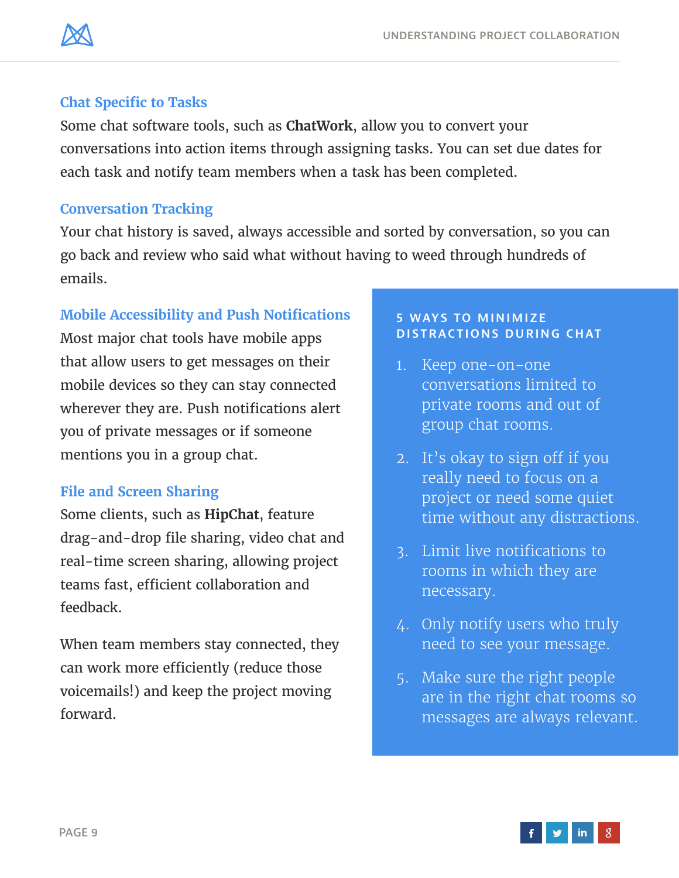### Chat Specific to Tasks

Some chat software tools, such as **ChatWork**, allow you to convert your conversations into action items through assigning tasks. You can set due dates for each task and notify team members when a task has been completed.

### Conversation Tracking

Your chat history is saved, always accessible and sorted by conversation, so you can go back and review who said what without having to weed through hundreds of emails.

### Mobile Accessibility and Push Notifications

Most major chat tools have mobile apps that allow users to get messages on their mobile devices so they can stay connected wherever they are. Push notifications alert you of private messages or if someone mentions you in a group chat.

### File and Screen Sharing

Some clients, such as **HipChat**, feature drag-and-drop file sharing, video chat and real-time screen sharing, allowing project teams fast, efficient collaboration and feedback.

When team members stay connected, they can work more efficiently (reduce those voicemails!) and keep the project moving forward.

#### 5 WAYS TO MINIMIZE DISTRACTIONS DURING CHAT

1. Keep one-on-one conversations limited to private rooms and out of group chat rooms.
2. It's okay to sign off if you really need to focus on a project or need some quiet time without any distractions.
3. Limit live notifications to rooms in which they are necessary.
4. Only notify users who truly need to see your message.
5. Make sure the right people are in the right chat rooms so messages are always relevant.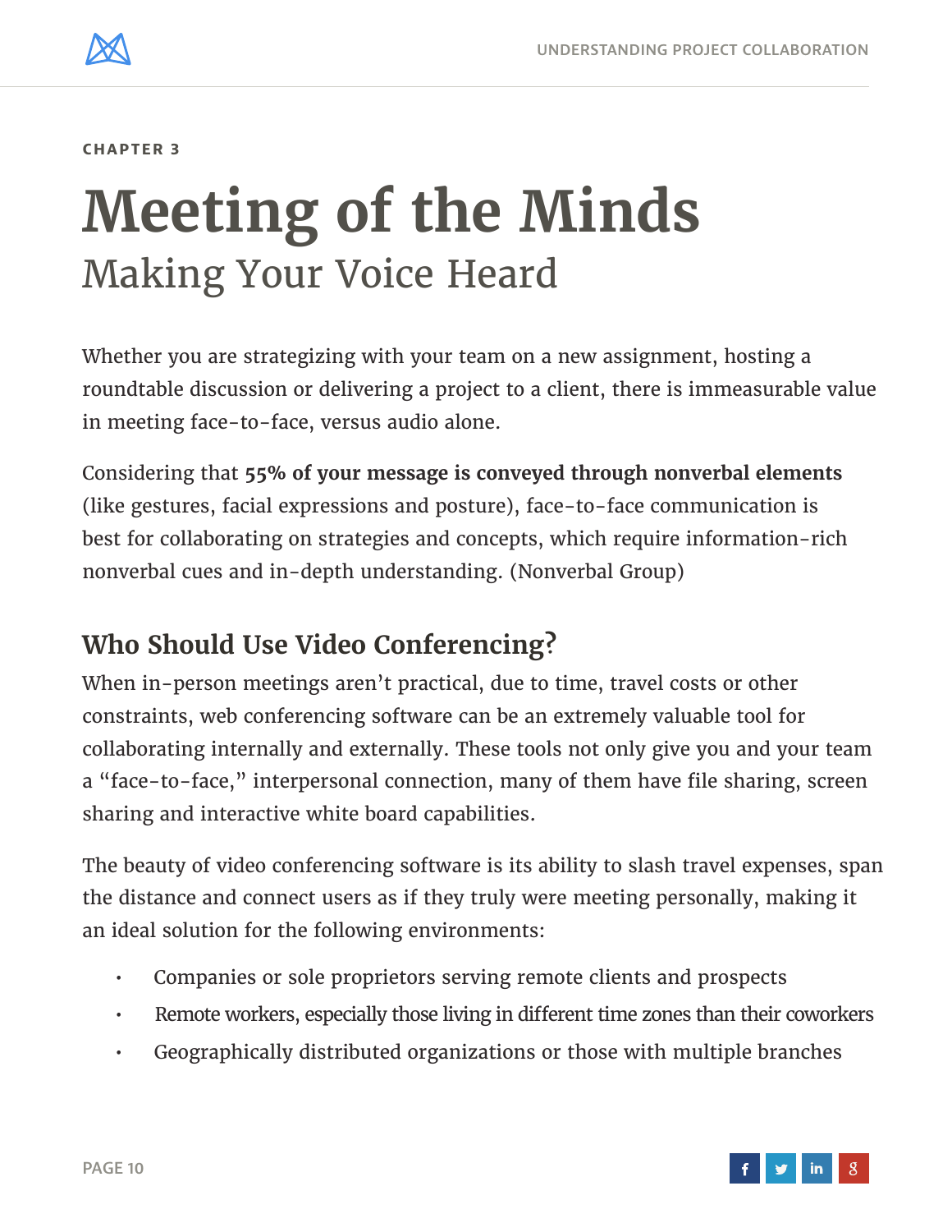CHAPTER 3

# Meeting of the Minds

## Making Your Voice Heard

Whether you are strategizing with your team on a new assignment, hosting a roundtable discussion or delivering a project to a client, there is immeasurable value in meeting face-to-face, versus audio alone.

Considering that **55% of your message is conveyed through nonverbal elements** (like gestures, facial expressions and posture), face-to-face communication is best for collaborating on strategies and concepts, which require information-rich nonverbal cues and in-depth understanding. (Nonverbal Group)

## Who Should Use Video Conferencing?

When in-person meetings aren't practical, due to time, travel costs or other constraints, web conferencing software can be an extremely valuable tool for collaborating internally and externally. These tools not only give you and your team a "face-to-face," interpersonal connection, many of them have file sharing, screen sharing and interactive white board capabilities.

The beauty of video conferencing software is its ability to slash travel expenses, span the distance and connect users as if they truly were meeting personally, making it an ideal solution for the following environments:

- Companies or sole proprietors serving remote clients and prospects
- Remote workers, especially those living in different time zones than their coworkers
- Geographically distributed organizations or those with multiple branches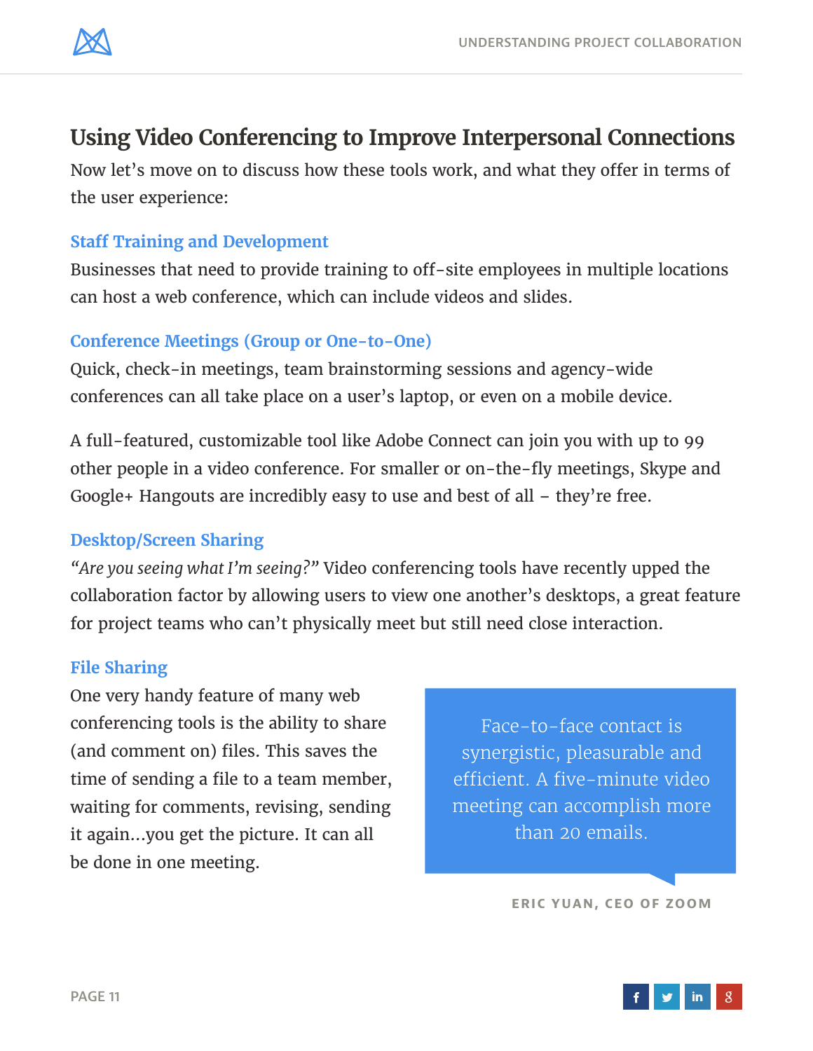## Using Video Conferencing to Improve Interpersonal Connections

Now let's move on to discuss how these tools work, and what they offer in terms of the user experience:

### Staff Training and Development

Businesses that need to provide training to off-site employees in multiple locations can host a web conference, which can include videos and slides.

### Conference Meetings (Group or One-to-One)

Quick, check-in meetings, team brainstorming sessions and agency-wide conferences can all take place on a user's laptop, or even on a mobile device.

A full-featured, customizable tool like Adobe Connect can join you with up to 99 other people in a video conference. For smaller or on-the-fly meetings, Skype and Google+ Hangouts are incredibly easy to use and best of all – they're free.

### Desktop/Screen Sharing

*"Are you seeing what I'm seeing?"* Video conferencing tools have recently upped the collaboration factor by allowing users to view one another's desktops, a great feature for project teams who can't physically meet but still need close interaction.

### File Sharing

One very handy feature of many web conferencing tools is the ability to share (and comment on) files. This saves the time of sending a file to a team member, waiting for comments, revising, sending it again...you get the picture. It can all be done in one meeting.

> Face-to-face contact is synergistic, pleasurable and efficient. A five-minute video meeting can accomplish more than 20 emails.
>
> ERIC YUAN, CEO OF ZOOM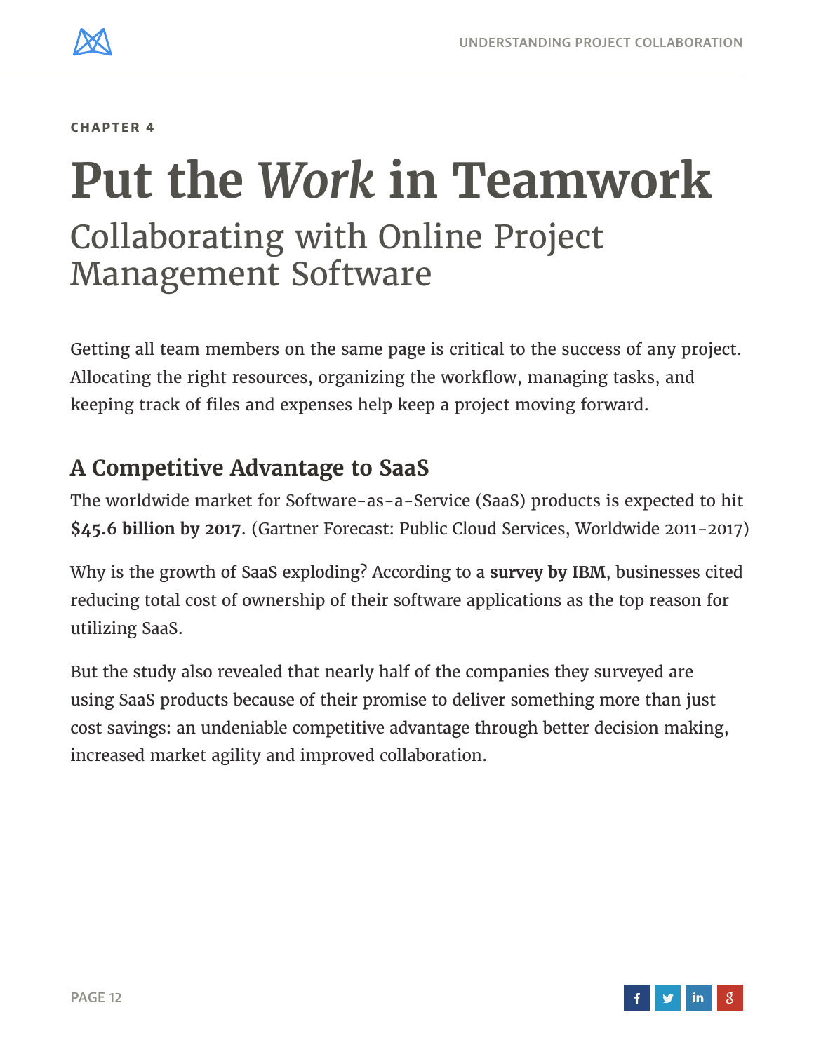CHAPTER 4

# Put the *Work* in Teamwork

## Collaborating with Online Project Management Software

Getting all team members on the same page is critical to the success of any project. Allocating the right resources, organizing the workflow, managing tasks, and keeping track of files and expenses help keep a project moving forward.

### A Competitive Advantage to SaaS

The worldwide market for Software-as-a-Service (SaaS) products is expected to hit **$45.6 billion by 2017**. (Gartner Forecast: Public Cloud Services, Worldwide 2011-2017)

Why is the growth of SaaS exploding? According to a **survey by IBM**, businesses cited reducing total cost of ownership of their software applications as the top reason for utilizing SaaS.

But the study also revealed that nearly half of the companies they surveyed are using SaaS products because of their promise to deliver something more than just cost savings: an undeniable competitive advantage through better decision making, increased market agility and improved collaboration.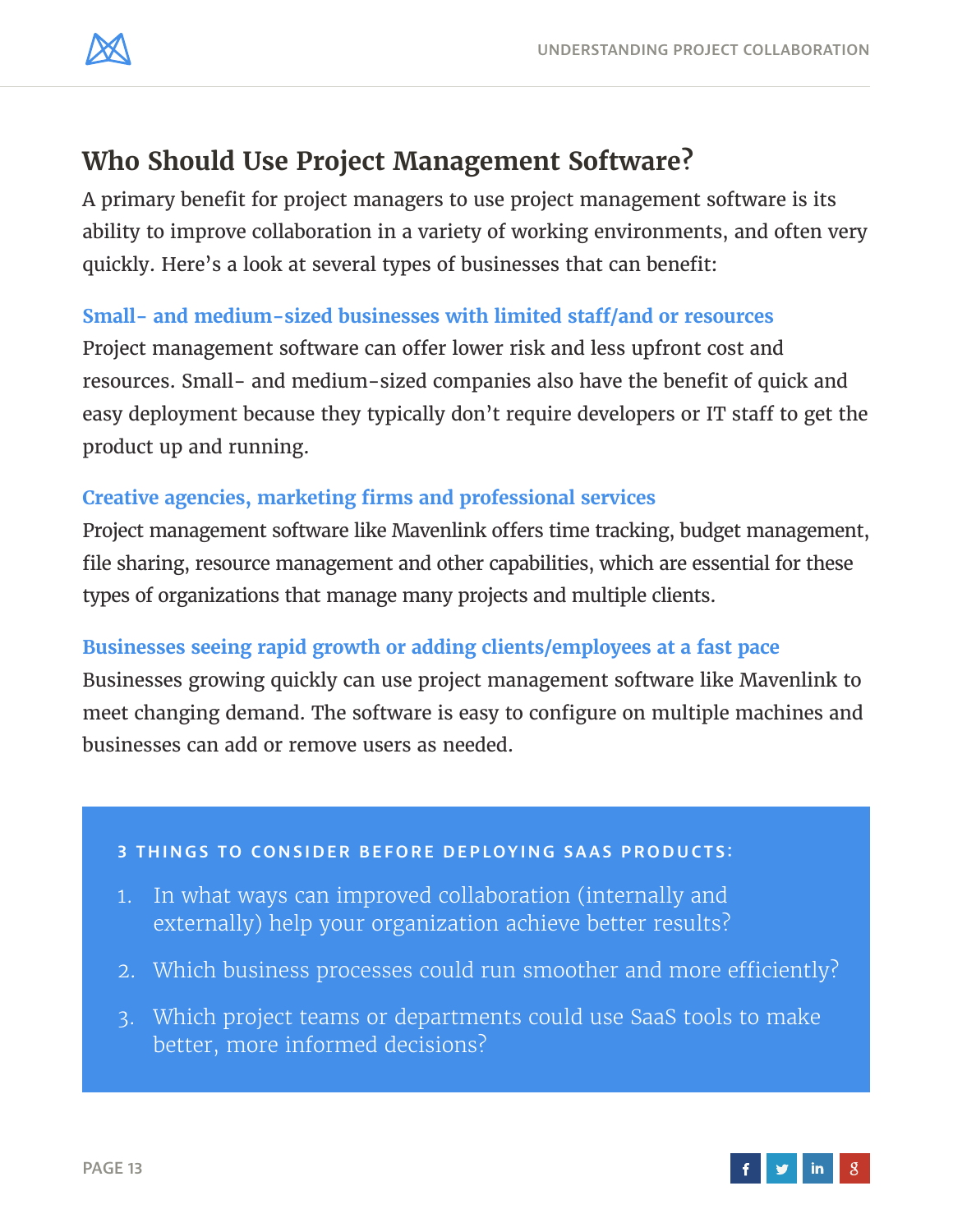## Who Should Use Project Management Software?

A primary benefit for project managers to use project management software is its ability to improve collaboration in a variety of working environments, and often very quickly. Here's a look at several types of businesses that can benefit:

### Small- and medium-sized businesses with limited staff/and or resources

Project management software can offer lower risk and less upfront cost and resources. Small- and medium-sized companies also have the benefit of quick and easy deployment because they typically don't require developers or IT staff to get the product up and running.

### Creative agencies, marketing firms and professional services

Project management software like Mavenlink offers time tracking, budget management, file sharing, resource management and other capabilities, which are essential for these types of organizations that manage many projects and multiple clients.

### Businesses seeing rapid growth or adding clients/employees at a fast pace

Businesses growing quickly can use project management software like Mavenlink to meet changing demand. The software is easy to configure on multiple machines and businesses can add or remove users as needed.

**3 THINGS TO CONSIDER BEFORE DEPLOYING SAAS PRODUCTS:**

1. In what ways can improved collaboration (internally and externally) help your organization achieve better results?
2. Which business processes could run smoother and more efficiently?
3. Which project teams or departments could use SaaS tools to make better, more informed decisions?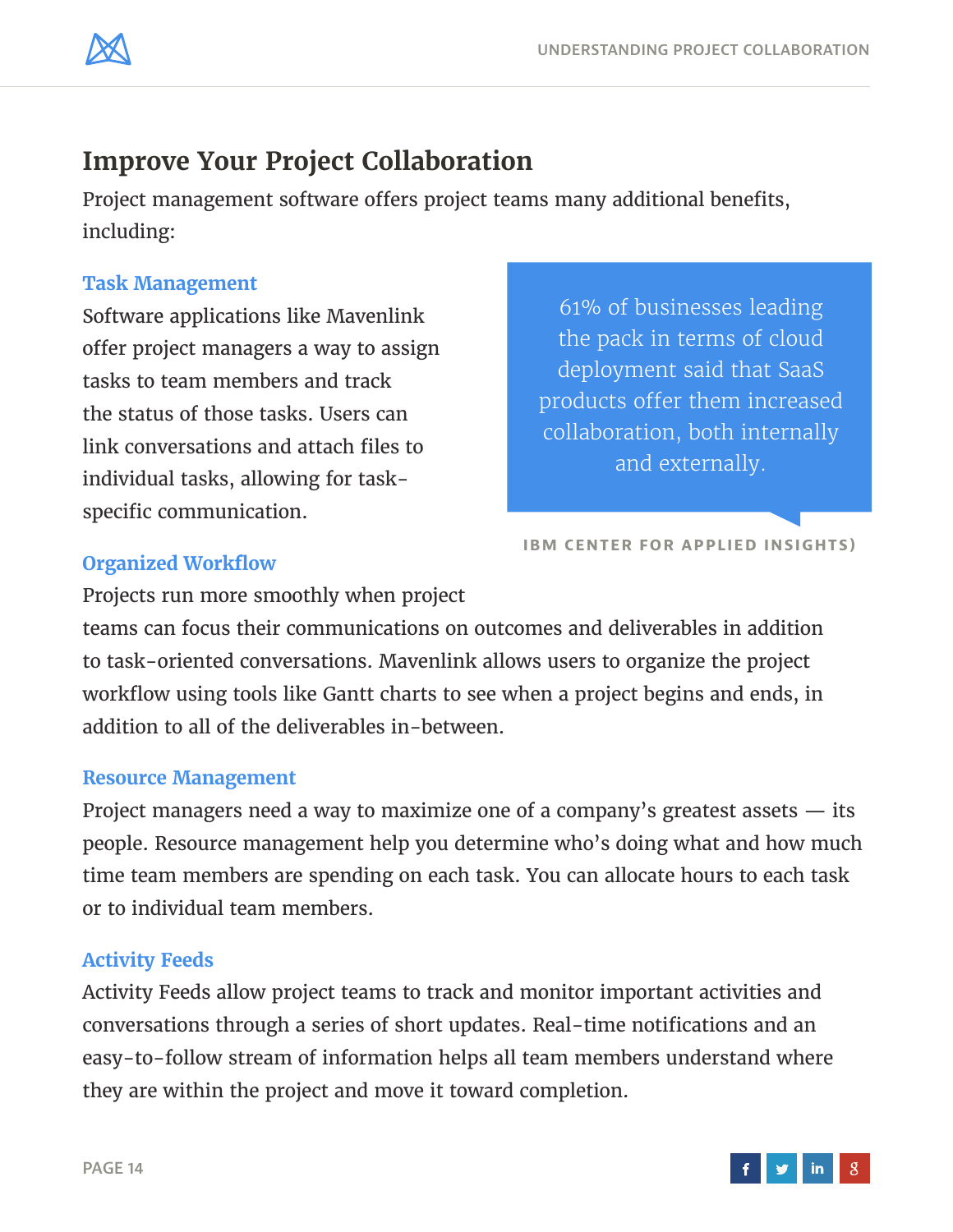## Improve Your Project Collaboration

Project management software offers project teams many additional benefits, including:

### Task Management

Software applications like Mavenlink offer project managers a way to assign tasks to team members and track the status of those tasks. Users can link conversations and attach files to individual tasks, allowing for task-specific communication.

> 61% of businesses leading the pack in terms of cloud deployment said that SaaS products offer them increased collaboration, both internally and externally.
>
> IBM CENTER FOR APPLIED INSIGHTS)

### Organized Workflow

Projects run more smoothly when project teams can focus their communications on outcomes and deliverables in addition to task-oriented conversations. Mavenlink allows users to organize the project workflow using tools like Gantt charts to see when a project begins and ends, in addition to all of the deliverables in-between.

### Resource Management

Project managers need a way to maximize one of a company's greatest assets — its people. Resource management help you determine who's doing what and how much time team members are spending on each task. You can allocate hours to each task or to individual team members.

### Activity Feeds

Activity Feeds allow project teams to track and monitor important activities and conversations through a series of short updates. Real-time notifications and an easy-to-follow stream of information helps all team members understand where they are within the project and move it toward completion.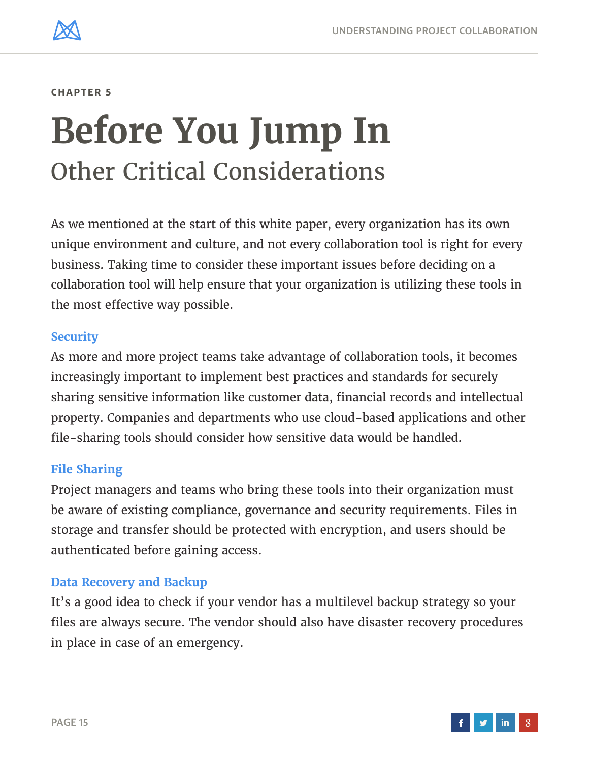CHAPTER 5

# Before You Jump In

## Other Critical Considerations

As we mentioned at the start of this white paper, every organization has its own unique environment and culture, and not every collaboration tool is right for every business. Taking time to consider these important issues before deciding on a collaboration tool will help ensure that your organization is utilizing these tools in the most effective way possible.

### Security

As more and more project teams take advantage of collaboration tools, it becomes increasingly important to implement best practices and standards for securely sharing sensitive information like customer data, financial records and intellectual property. Companies and departments who use cloud-based applications and other file-sharing tools should consider how sensitive data would be handled.

### File Sharing

Project managers and teams who bring these tools into their organization must be aware of existing compliance, governance and security requirements. Files in storage and transfer should be protected with encryption, and users should be authenticated before gaining access.

### Data Recovery and Backup

It's a good idea to check if your vendor has a multilevel backup strategy so your files are always secure. The vendor should also have disaster recovery procedures in place in case of an emergency.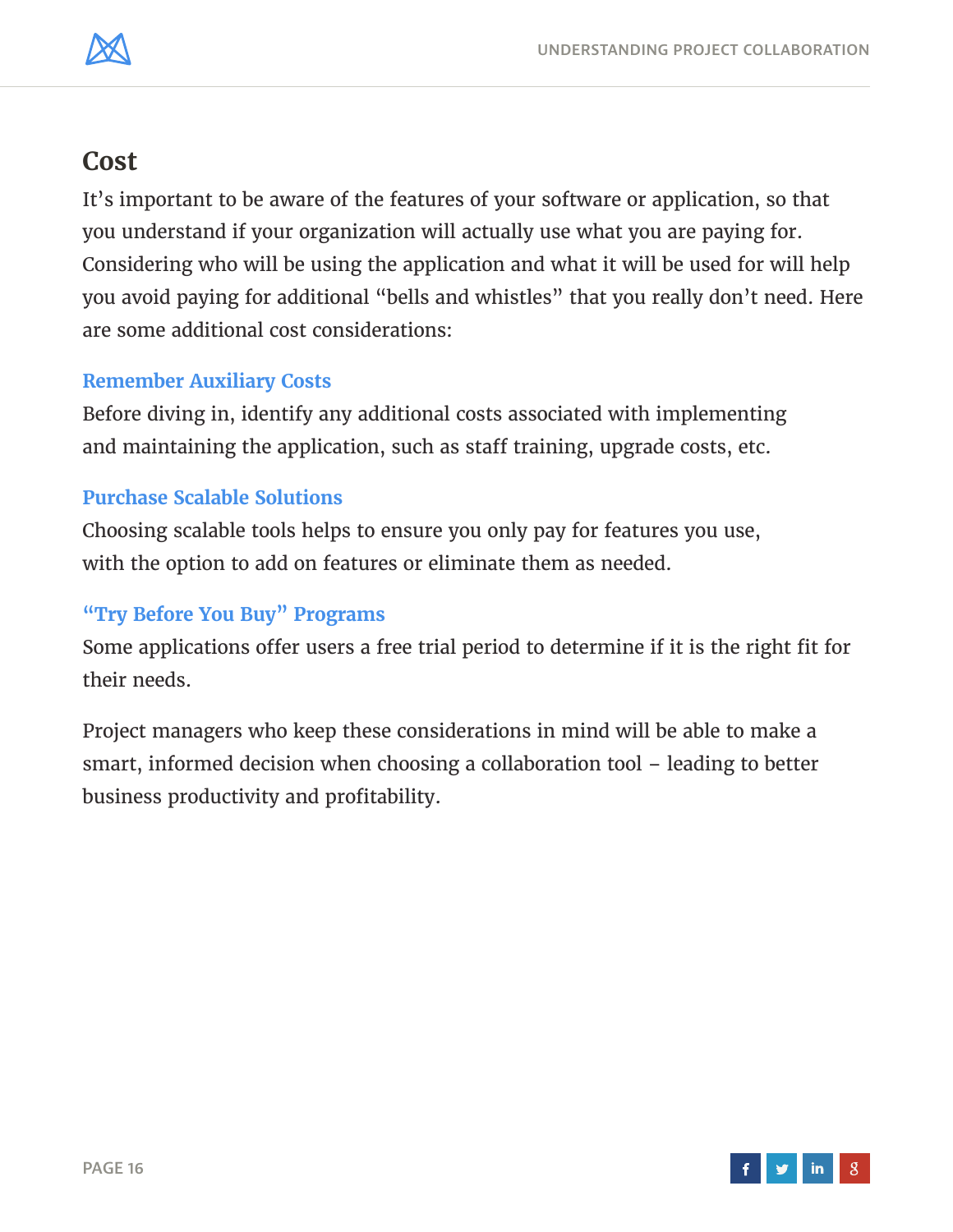## Cost

It's important to be aware of the features of your software or application, so that you understand if your organization will actually use what you are paying for. Considering who will be using the application and what it will be used for will help you avoid paying for additional "bells and whistles" that you really don't need. Here are some additional cost considerations:

### Remember Auxiliary Costs

Before diving in, identify any additional costs associated with implementing and maintaining the application, such as staff training, upgrade costs, etc.

### Purchase Scalable Solutions

Choosing scalable tools helps to ensure you only pay for features you use, with the option to add on features or eliminate them as needed.

### "Try Before You Buy" Programs

Some applications offer users a free trial period to determine if it is the right fit for their needs.

Project managers who keep these considerations in mind will be able to make a smart, informed decision when choosing a collaboration tool – leading to better business productivity and profitability.